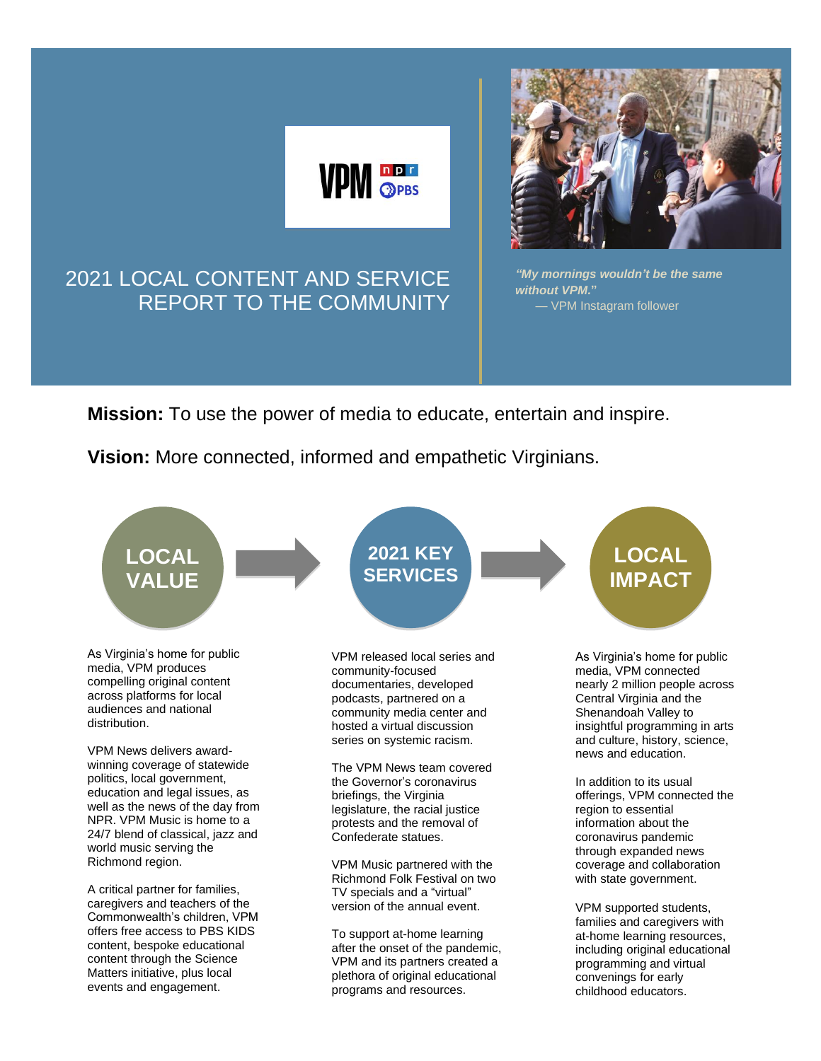# 2021 LOCAL CONTENT AND SERVICE REPORT TO THE COMMUNITY

*"My mornings wouldn't be the same without VPM."*
— VPM Instagram follower

**Mission:** To use the power of media to educate, entertain and inspire.

**Vision:** More connected, informed and empathetic Virginians.

## LOCAL VALUE

As Virginia's home for public media, VPM produces compelling original content across platforms for local audiences and national distribution.

VPM News delivers award-winning coverage of statewide politics, local government, education and legal issues, as well as the news of the day from NPR. VPM Music is home to a 24/7 blend of classical, jazz and world music serving the Richmond region.

A critical partner for families, caregivers and teachers of the Commonwealth's children, VPM offers free access to PBS KIDS content, bespoke educational content through the Science Matters initiative, plus local events and engagement.

## 2021 KEY SERVICES

VPM released local series and community-focused documentaries, developed podcasts, partnered on a community media center and hosted a virtual discussion series on systemic racism.

The VPM News team covered the Governor's coronavirus briefings, the Virginia legislature, the racial justice protests and the removal of Confederate statues.

VPM Music partnered with the Richmond Folk Festival on two TV specials and a "virtual" version of the annual event.

To support at-home learning after the onset of the pandemic, VPM and its partners created a plethora of original educational programs and resources.

## LOCAL IMPACT

As Virginia's home for public media, VPM connected nearly 2 million people across Central Virginia and the Shenandoah Valley to insightful programming in arts and culture, history, science, news and education.

In addition to its usual offerings, VPM connected the region to essential information about the coronavirus pandemic through expanded news coverage and collaboration with state government.

VPM supported students, families and caregivers with at-home learning resources, including original educational programming and virtual convenings for early childhood educators.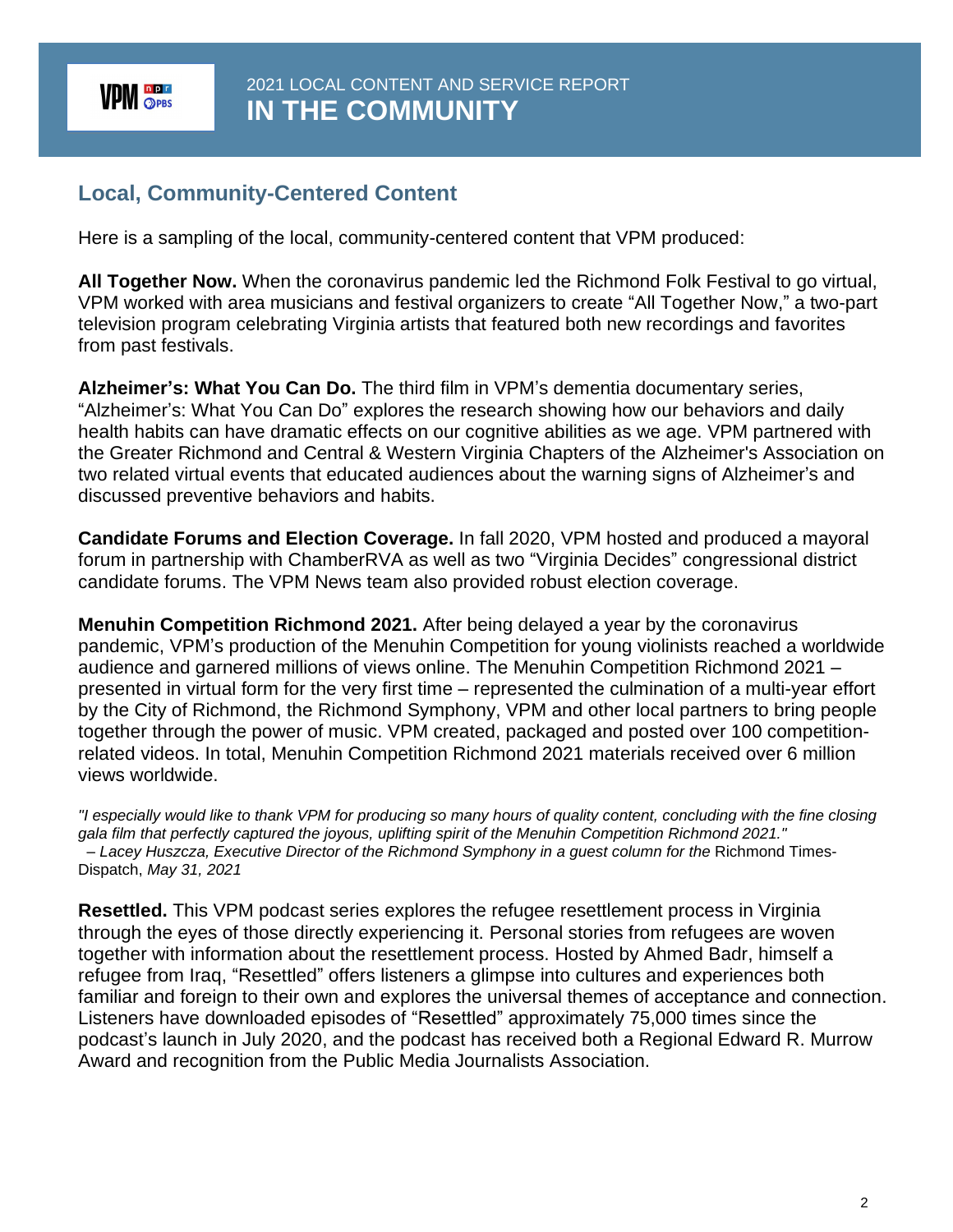2021 LOCAL CONTENT AND SERVICE REPORT

# IN THE COMMUNITY

## Local, Community-Centered Content

Here is a sampling of the local, community-centered content that VPM produced:

**All Together Now.** When the coronavirus pandemic led the Richmond Folk Festival to go virtual, VPM worked with area musicians and festival organizers to create “All Together Now,” a two-part television program celebrating Virginia artists that featured both new recordings and favorites from past festivals.

**Alzheimer’s: What You Can Do.** The third film in VPM’s dementia documentary series, “Alzheimer’s: What You Can Do” explores the research showing how our behaviors and daily health habits can have dramatic effects on our cognitive abilities as we age. VPM partnered with the Greater Richmond and Central & Western Virginia Chapters of the Alzheimer's Association on two related virtual events that educated audiences about the warning signs of Alzheimer’s and discussed preventive behaviors and habits.

**Candidate Forums and Election Coverage.** In fall 2020, VPM hosted and produced a mayoral forum in partnership with ChamberRVA as well as two “Virginia Decides” congressional district candidate forums. The VPM News team also provided robust election coverage.

**Menuhin Competition Richmond 2021.** After being delayed a year by the coronavirus pandemic, VPM’s production of the Menuhin Competition for young violinists reached a worldwide audience and garnered millions of views online. The Menuhin Competition Richmond 2021 – presented in virtual form for the very first time – represented the culmination of a multi-year effort by the City of Richmond, the Richmond Symphony, VPM and other local partners to bring people together through the power of music. VPM created, packaged and posted over 100 competition-related videos. In total, Menuhin Competition Richmond 2021 materials received over 6 million views worldwide.

*"I especially would like to thank VPM for producing so many hours of quality content, concluding with the fine closing gala film that perfectly captured the joyous, uplifting spirit of the Menuhin Competition Richmond 2021."*
*– Lacey Huszcza, Executive Director of the Richmond Symphony in a guest column for the* Richmond Times-Dispatch, *May 31, 2021*

**Resettled.** This VPM podcast series explores the refugee resettlement process in Virginia through the eyes of those directly experiencing it. Personal stories from refugees are woven together with information about the resettlement process. Hosted by Ahmed Badr, himself a refugee from Iraq, “Resettled” offers listeners a glimpse into cultures and experiences both familiar and foreign to their own and explores the universal themes of acceptance and connection. Listeners have downloaded episodes of “Resettled” approximately 75,000 times since the podcast’s launch in July 2020, and the podcast has received both a Regional Edward R. Murrow Award and recognition from the Public Media Journalists Association.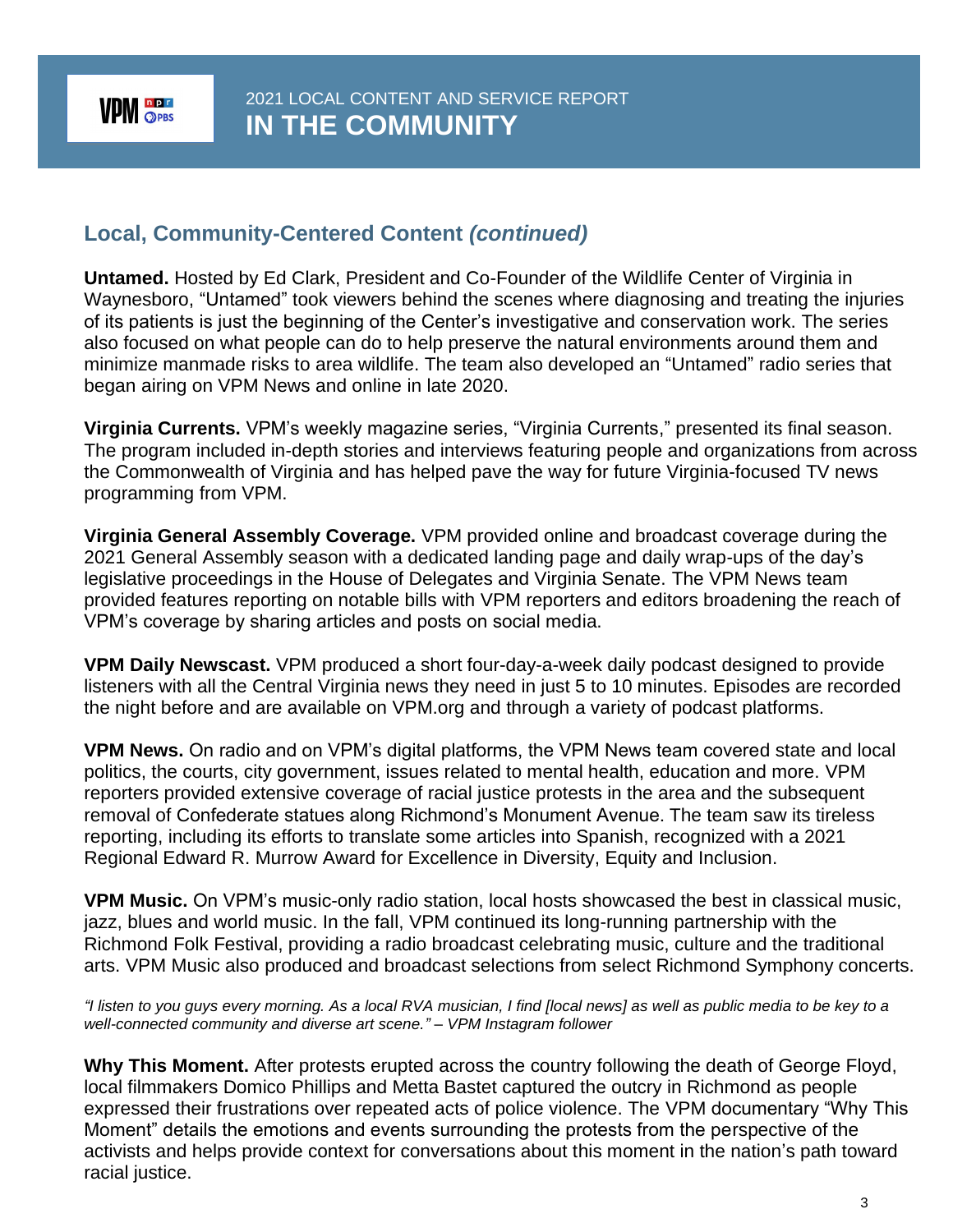## Local, Community-Centered Content *(continued)*

**Untamed.** Hosted by Ed Clark, President and Co-Founder of the Wildlife Center of Virginia in Waynesboro, “Untamed” took viewers behind the scenes where diagnosing and treating the injuries of its patients is just the beginning of the Center’s investigative and conservation work. The series also focused on what people can do to help preserve the natural environments around them and minimize manmade risks to area wildlife. The team also developed an “Untamed” radio series that began airing on VPM News and online in late 2020.

**Virginia Currents.** VPM’s weekly magazine series, “Virginia Currents,” presented its final season. The program included in-depth stories and interviews featuring people and organizations from across the Commonwealth of Virginia and has helped pave the way for future Virginia-focused TV news programming from VPM.

**Virginia General Assembly Coverage.** VPM provided online and broadcast coverage during the 2021 General Assembly season with a dedicated landing page and daily wrap-ups of the day’s legislative proceedings in the House of Delegates and Virginia Senate. The VPM News team provided features reporting on notable bills with VPM reporters and editors broadening the reach of VPM’s coverage by sharing articles and posts on social media.

**VPM Daily Newscast.** VPM produced a short four-day-a-week daily podcast designed to provide listeners with all the Central Virginia news they need in just 5 to 10 minutes. Episodes are recorded the night before and are available on VPM.org and through a variety of podcast platforms.

**VPM News.** On radio and on VPM’s digital platforms, the VPM News team covered state and local politics, the courts, city government, issues related to mental health, education and more. VPM reporters provided extensive coverage of racial justice protests in the area and the subsequent removal of Confederate statues along Richmond’s Monument Avenue. The team saw its tireless reporting, including its efforts to translate some articles into Spanish, recognized with a 2021 Regional Edward R. Murrow Award for Excellence in Diversity, Equity and Inclusion.

**VPM Music.** On VPM’s music-only radio station, local hosts showcased the best in classical music, jazz, blues and world music. In the fall, VPM continued its long-running partnership with the Richmond Folk Festival, providing a radio broadcast celebrating music, culture and the traditional arts. VPM Music also produced and broadcast selections from select Richmond Symphony concerts.

*“I listen to you guys every morning. As a local RVA musician, I find [local news] as well as public media to be key to a well-connected community and diverse art scene.” – VPM Instagram follower*

**Why This Moment.** After protests erupted across the country following the death of George Floyd, local filmmakers Domico Phillips and Metta Bastet captured the outcry in Richmond as people expressed their frustrations over repeated acts of police violence. The VPM documentary “Why This Moment” details the emotions and events surrounding the protests from the perspective of the activists and helps provide context for conversations about this moment in the nation’s path toward racial justice.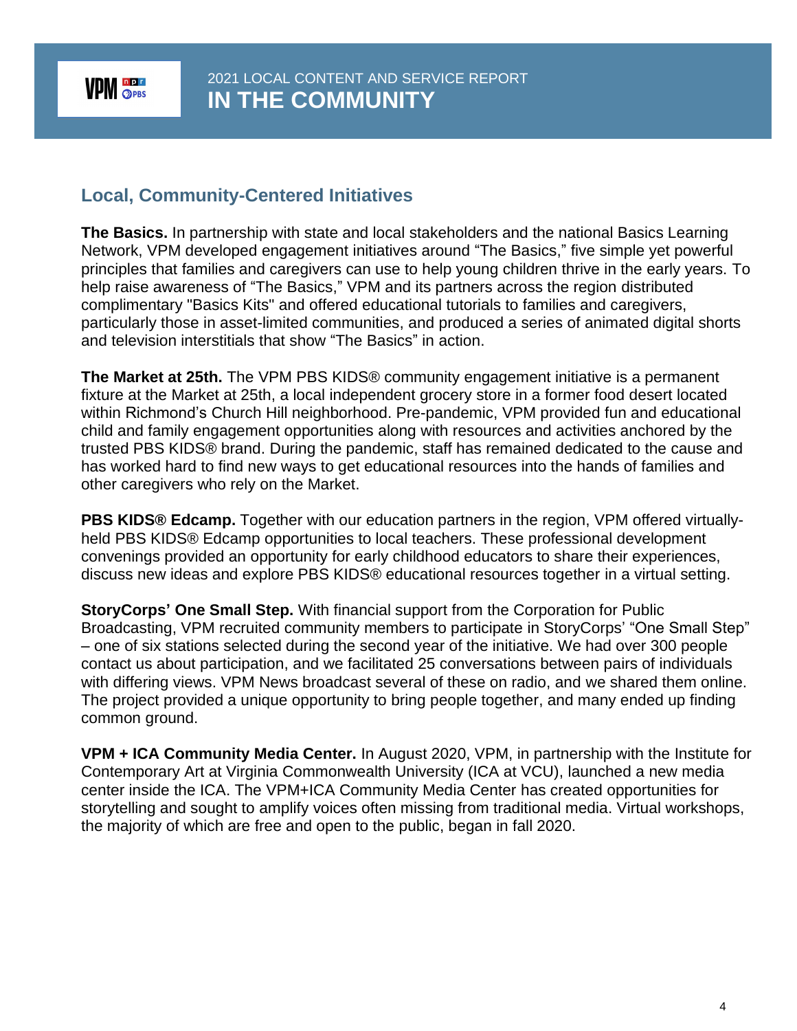2021 LOCAL CONTENT AND SERVICE REPORT
# IN THE COMMUNITY

## Local, Community-Centered Initiatives

**The Basics.** In partnership with state and local stakeholders and the national Basics Learning Network, VPM developed engagement initiatives around “The Basics,” five simple yet powerful principles that families and caregivers can use to help young children thrive in the early years. To help raise awareness of “The Basics,” VPM and its partners across the region distributed complimentary "Basics Kits" and offered educational tutorials to families and caregivers, particularly those in asset-limited communities, and produced a series of animated digital shorts and television interstitials that show “The Basics” in action.

**The Market at 25th.** The VPM PBS KIDS® community engagement initiative is a permanent fixture at the Market at 25th, a local independent grocery store in a former food desert located within Richmond’s Church Hill neighborhood. Pre-pandemic, VPM provided fun and educational child and family engagement opportunities along with resources and activities anchored by the trusted PBS KIDS® brand. During the pandemic, staff has remained dedicated to the cause and has worked hard to find new ways to get educational resources into the hands of families and other caregivers who rely on the Market.

**PBS KIDS® Edcamp.** Together with our education partners in the region, VPM offered virtually-held PBS KIDS® Edcamp opportunities to local teachers. These professional development convenings provided an opportunity for early childhood educators to share their experiences, discuss new ideas and explore PBS KIDS® educational resources together in a virtual setting.

**StoryCorps’ One Small Step.** With financial support from the Corporation for Public Broadcasting, VPM recruited community members to participate in StoryCorps’ “One Small Step” – one of six stations selected during the second year of the initiative. We had over 300 people contact us about participation, and we facilitated 25 conversations between pairs of individuals with differing views. VPM News broadcast several of these on radio, and we shared them online. The project provided a unique opportunity to bring people together, and many ended up finding common ground.

**VPM + ICA Community Media Center.** In August 2020, VPM, in partnership with the Institute for Contemporary Art at Virginia Commonwealth University (ICA at VCU), launched a new media center inside the ICA. The VPM+ICA Community Media Center has created opportunities for storytelling and sought to amplify voices often missing from traditional media. Virtual workshops, the majority of which are free and open to the public, began in fall 2020.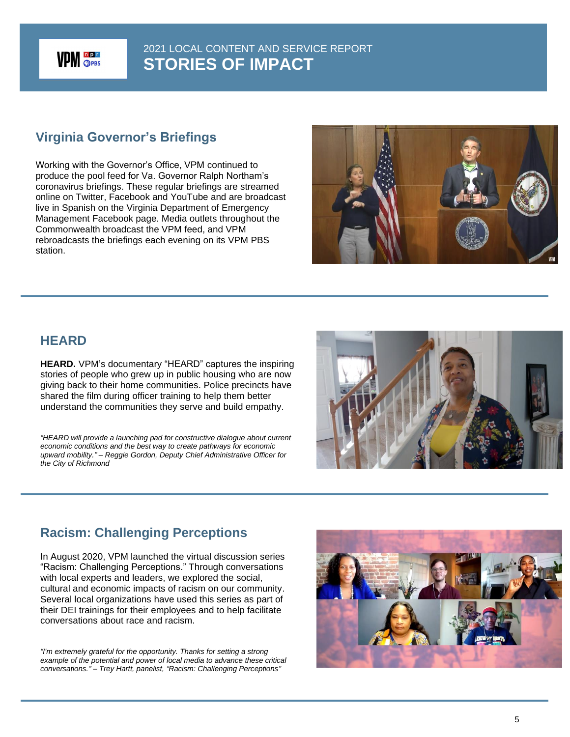# 2021 LOCAL CONTENT AND SERVICE REPORT
# STORIES OF IMPACT

## Virginia Governor's Briefings

Working with the Governor's Office, VPM continued to produce the pool feed for Va. Governor Ralph Northam's coronavirus briefings. These regular briefings are streamed online on Twitter, Facebook and YouTube and are broadcast live in Spanish on the Virginia Department of Emergency Management Facebook page. Media outlets throughout the Commonwealth broadcast the VPM feed, and VPM rebroadcasts the briefings each evening on its VPM PBS station.

## HEARD

**HEARD.** VPM's documentary "HEARD" captures the inspiring stories of people who grew up in public housing who are now giving back to their home communities. Police precincts have shared the film during officer training to help them better understand the communities they serve and build empathy.

*"HEARD will provide a launching pad for constructive dialogue about current economic conditions and the best way to create pathways for economic upward mobility." – Reggie Gordon, Deputy Chief Administrative Officer for the City of Richmond*

## Racism: Challenging Perceptions

In August 2020, VPM launched the virtual discussion series "Racism: Challenging Perceptions." Through conversations with local experts and leaders, we explored the social, cultural and economic impacts of racism on our community. Several local organizations have used this series as part of their DEI trainings for their employees and to help facilitate conversations about race and racism.

*"I'm extremely grateful for the opportunity. Thanks for setting a strong example of the potential and power of local media to advance these critical conversations." – Trey Hartt, panelist, "Racism: Challenging Perceptions"*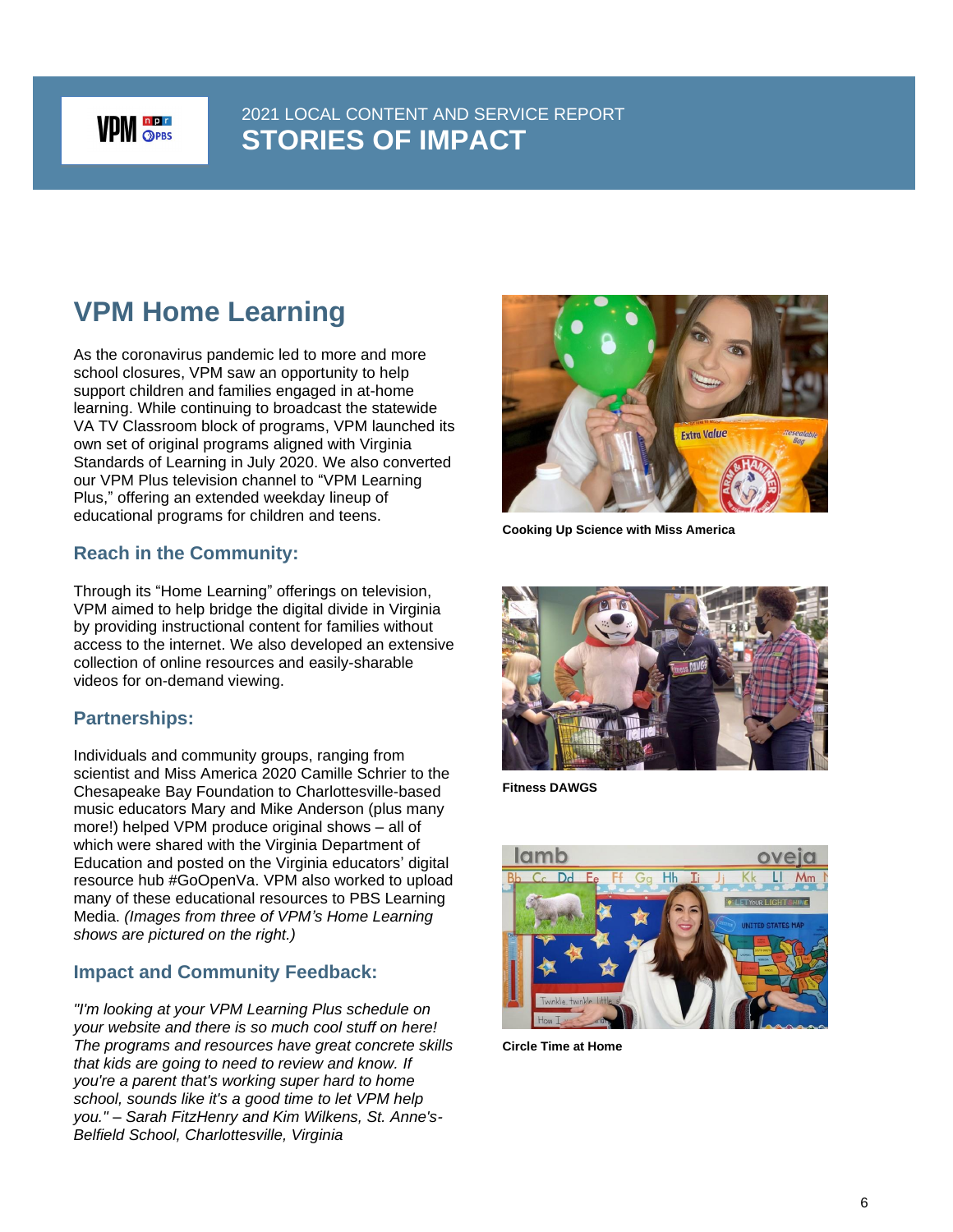2021 LOCAL CONTENT AND SERVICE REPORT

# STORIES OF IMPACT

## VPM Home Learning

As the coronavirus pandemic led to more and more school closures, VPM saw an opportunity to help support children and families engaged in at-home learning. While continuing to broadcast the statewide VA TV Classroom block of programs, VPM launched its own set of original programs aligned with Virginia Standards of Learning in July 2020. We also converted our VPM Plus television channel to "VPM Learning Plus," offering an extended weekday lineup of educational programs for children and teens.

### Reach in the Community:

Through its "Home Learning" offerings on television, VPM aimed to help bridge the digital divide in Virginia by providing instructional content for families without access to the internet. We also developed an extensive collection of online resources and easily-sharable videos for on-demand viewing.

### Partnerships:

Individuals and community groups, ranging from scientist and Miss America 2020 Camille Schrier to the Chesapeake Bay Foundation to Charlottesville-based music educators Mary and Mike Anderson (plus many more!) helped VPM produce original shows – all of which were shared with the Virginia Department of Education and posted on the Virginia educators' digital resource hub #GoOpenVa. VPM also worked to upload many of these educational resources to PBS Learning Media. *(Images from three of VPM's Home Learning shows are pictured on the right.)*

### Impact and Community Feedback:

*"I'm looking at your VPM Learning Plus schedule on your website and there is so much cool stuff on here! The programs and resources have great concrete skills that kids are going to need to review and know. If you're a parent that's working super hard to home school, sounds like it's a good time to let VPM help you." – Sarah FitzHenry and Kim Wilkens, St. Anne's-Belfield School, Charlottesville, Virginia*

**Cooking Up Science with Miss America**

**Fitness DAWGS**

**Circle Time at Home**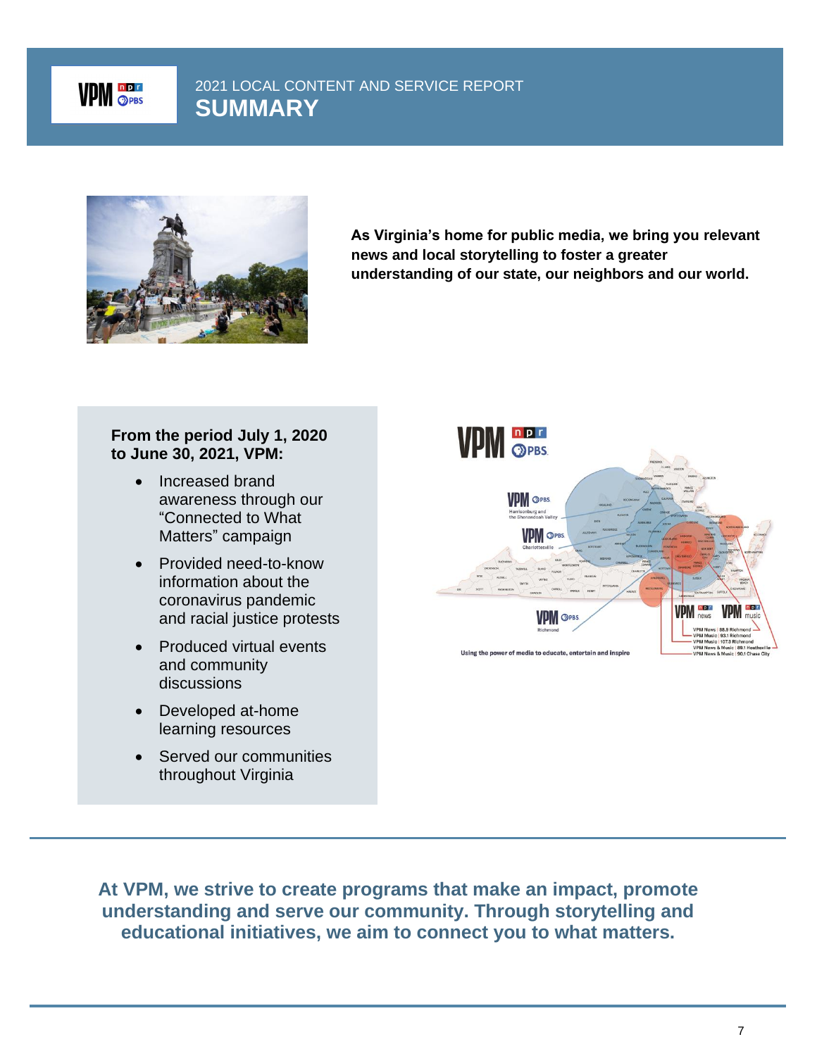# 2021 LOCAL CONTENT AND SERVICE REPORT

# SUMMARY

**As Virginia's home for public media, we bring you relevant news and local storytelling to foster a greater understanding of our state, our neighbors and our world.**

**From the period July 1, 2020 to June 30, 2021, VPM:**

- Increased brand awareness through our "Connected to What Matters" campaign
- Provided need-to-know information about the coronavirus pandemic and racial justice protests
- Produced virtual events and community discussions
- Developed at-home learning resources
- Served our communities throughout Virginia

VPM PBS Harrisonburg and the Shenandoah Valley

VPM PBS Charlottesville

VPM PBS Richmond

VPM news

VPM music

VPM News | 88.9 Richmond
VPM Music | 93.1 Richmond
VPM Music | 107.3 Richmond
VPM News & Music | 89.1 Heathsville
VPM News & Music | 90.1 Chase City

Using the power of media to educate, entertain and inspire

**At VPM, we strive to create programs that make an impact, promote understanding and serve our community. Through storytelling and educational initiatives, we aim to connect you to what matters.**